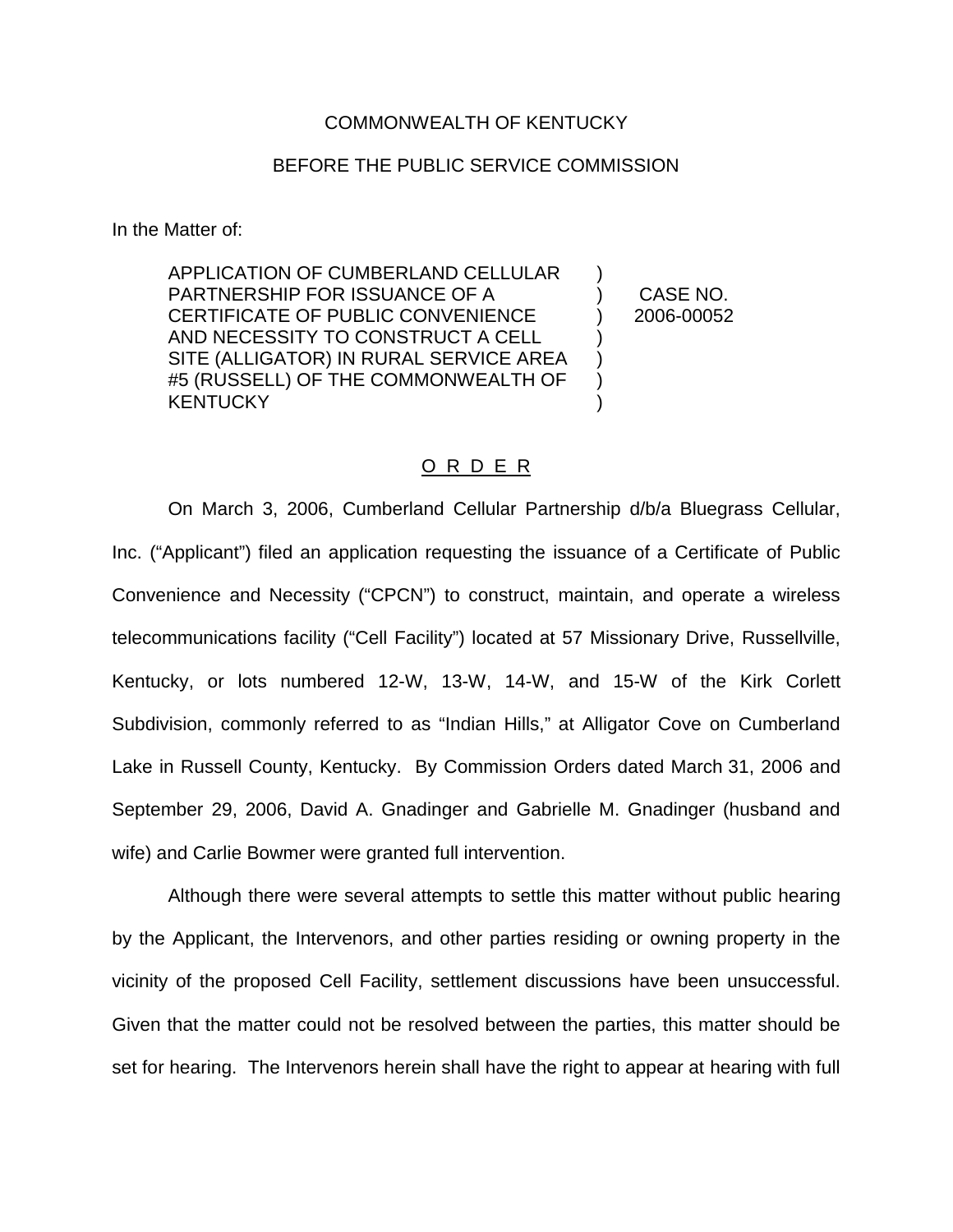COMMONWEALTH OF KENTUCKY

BEFORE THE PUBLIC SERVICE COMMISSION

In the Matter of:

| | | |
|---|---|---|
| APPLICATION OF CUMBERLAND CELLULAR PARTNERSHIP FOR ISSUANCE OF A CERTIFICATE OF PUBLIC CONVENIENCE AND NECESSITY TO CONSTRUCT A CELL SITE (ALLIGATOR) IN RURAL SERVICE AREA #5 (RUSSELL) OF THE COMMONWEALTH OF KENTUCKY | ) | CASE NO. 2006-00052 |

O R D E R

On March 3, 2006, Cumberland Cellular Partnership d/b/a Bluegrass Cellular, Inc. ("Applicant") filed an application requesting the issuance of a Certificate of Public Convenience and Necessity ("CPCN") to construct, maintain, and operate a wireless telecommunications facility ("Cell Facility") located at 57 Missionary Drive, Russellville, Kentucky, or lots numbered 12-W, 13-W, 14-W, and 15-W of the Kirk Corlett Subdivision, commonly referred to as "Indian Hills," at Alligator Cove on Cumberland Lake in Russell County, Kentucky. By Commission Orders dated March 31, 2006 and September 29, 2006, David A. Gnadinger and Gabrielle M. Gnadinger (husband and wife) and Carlie Bowmer were granted full intervention.

Although there were several attempts to settle this matter without public hearing by the Applicant, the Intervenors, and other parties residing or owning property in the vicinity of the proposed Cell Facility, settlement discussions have been unsuccessful. Given that the matter could not be resolved between the parties, this matter should be set for hearing. The Intervenors herein shall have the right to appear at hearing with full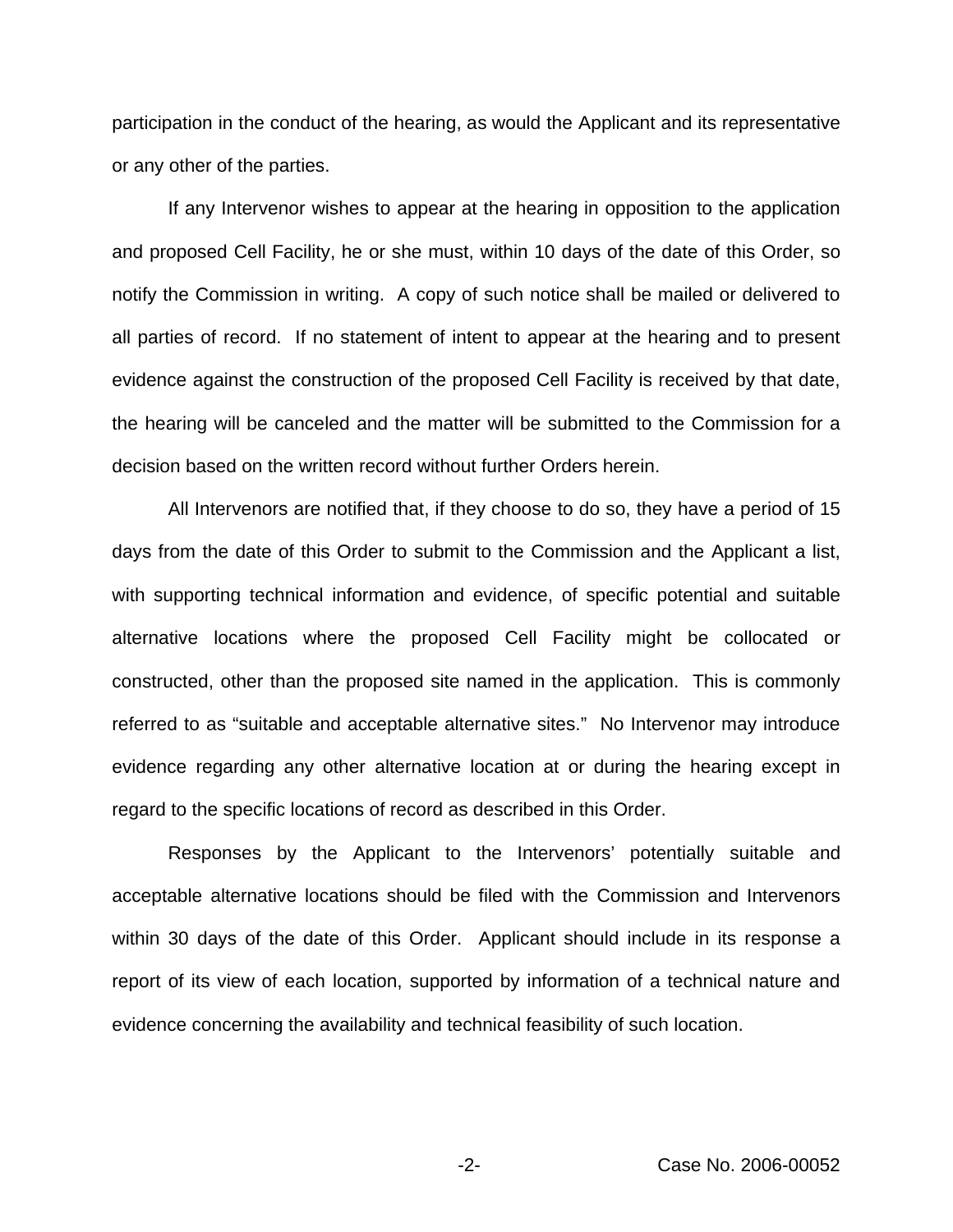participation in the conduct of the hearing, as would the Applicant and its representative or any other of the parties.

If any Intervenor wishes to appear at the hearing in opposition to the application and proposed Cell Facility, he or she must, within 10 days of the date of this Order, so notify the Commission in writing. A copy of such notice shall be mailed or delivered to all parties of record. If no statement of intent to appear at the hearing and to present evidence against the construction of the proposed Cell Facility is received by that date, the hearing will be canceled and the matter will be submitted to the Commission for a decision based on the written record without further Orders herein.

All Intervenors are notified that, if they choose to do so, they have a period of 15 days from the date of this Order to submit to the Commission and the Applicant a list, with supporting technical information and evidence, of specific potential and suitable alternative locations where the proposed Cell Facility might be collocated or constructed, other than the proposed site named in the application. This is commonly referred to as "suitable and acceptable alternative sites." No Intervenor may introduce evidence regarding any other alternative location at or during the hearing except in regard to the specific locations of record as described in this Order.

Responses by the Applicant to the Intervenors' potentially suitable and acceptable alternative locations should be filed with the Commission and Intervenors within 30 days of the date of this Order. Applicant should include in its response a report of its view of each location, supported by information of a technical nature and evidence concerning the availability and technical feasibility of such location.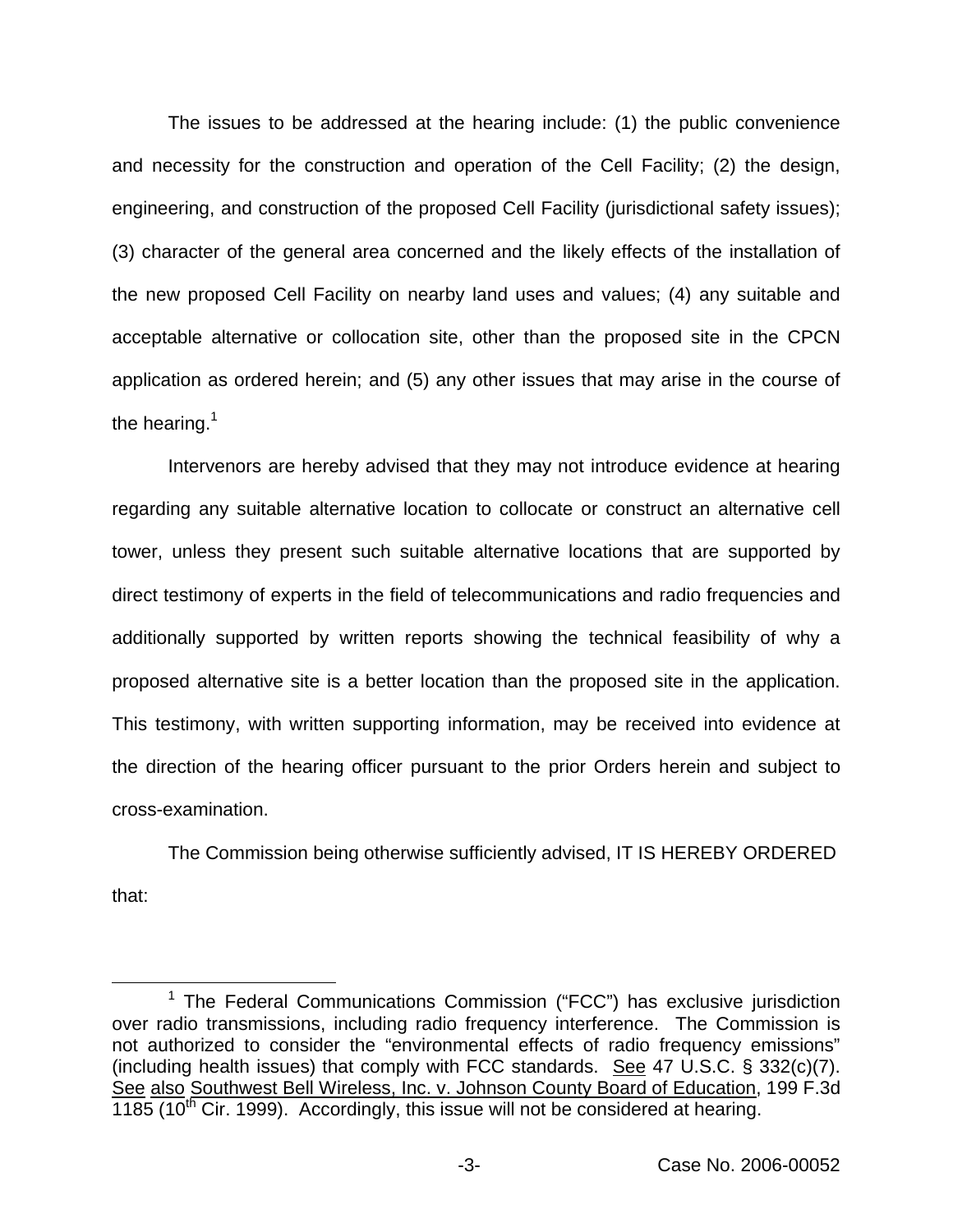The issues to be addressed at the hearing include: (1) the public convenience and necessity for the construction and operation of the Cell Facility; (2) the design, engineering, and construction of the proposed Cell Facility (jurisdictional safety issues); (3) character of the general area concerned and the likely effects of the installation of the new proposed Cell Facility on nearby land uses and values; (4) any suitable and acceptable alternative or collocation site, other than the proposed site in the CPCN application as ordered herein; and (5) any other issues that may arise in the course of the hearing.[1]

Intervenors are hereby advised that they may not introduce evidence at hearing regarding any suitable alternative location to collocate or construct an alternative cell tower, unless they present such suitable alternative locations that are supported by direct testimony of experts in the field of telecommunications and radio frequencies and additionally supported by written reports showing the technical feasibility of why a proposed alternative site is a better location than the proposed site in the application. This testimony, with written supporting information, may be received into evidence at the direction of the hearing officer pursuant to the prior Orders herein and subject to cross-examination.

The Commission being otherwise sufficiently advised, IT IS HEREBY ORDERED that:

---

[1] The Federal Communications Commission ("FCC") has exclusive jurisdiction over radio transmissions, including radio frequency interference. The Commission is not authorized to consider the "environmental effects of radio frequency emissions" (including health issues) that comply with FCC standards. See 47 U.S.C. § 332(c)(7). See also Southwest Bell Wireless, Inc. v. Johnson County Board of Education, 199 F.3d 1185 (10th Cir. 1999). Accordingly, this issue will not be considered at hearing.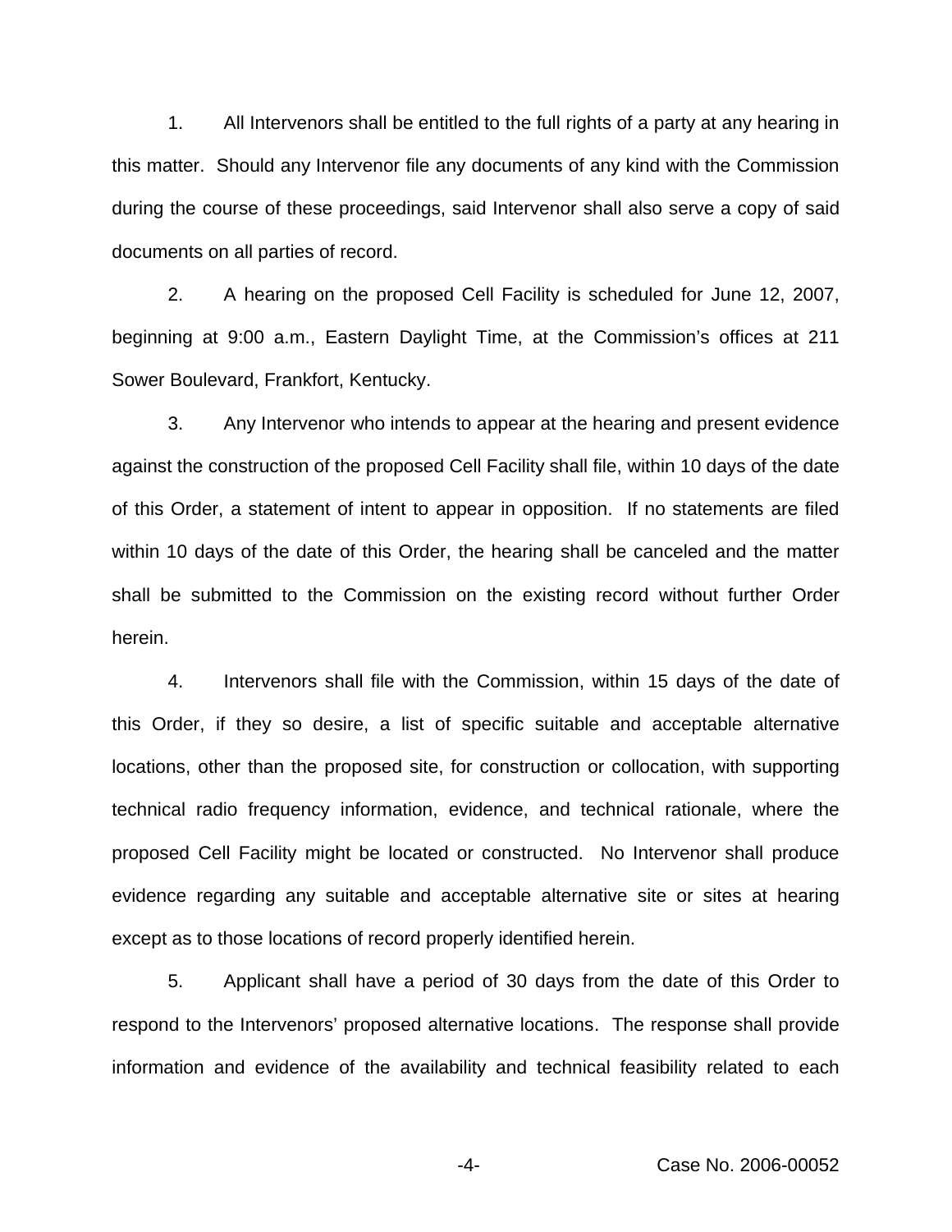1. All Intervenors shall be entitled to the full rights of a party at any hearing in this matter. Should any Intervenor file any documents of any kind with the Commission during the course of these proceedings, said Intervenor shall also serve a copy of said documents on all parties of record.

2. A hearing on the proposed Cell Facility is scheduled for June 12, 2007, beginning at 9:00 a.m., Eastern Daylight Time, at the Commission's offices at 211 Sower Boulevard, Frankfort, Kentucky.

3. Any Intervenor who intends to appear at the hearing and present evidence against the construction of the proposed Cell Facility shall file, within 10 days of the date of this Order, a statement of intent to appear in opposition. If no statements are filed within 10 days of the date of this Order, the hearing shall be canceled and the matter shall be submitted to the Commission on the existing record without further Order herein.

4. Intervenors shall file with the Commission, within 15 days of the date of this Order, if they so desire, a list of specific suitable and acceptable alternative locations, other than the proposed site, for construction or collocation, with supporting technical radio frequency information, evidence, and technical rationale, where the proposed Cell Facility might be located or constructed. No Intervenor shall produce evidence regarding any suitable and acceptable alternative site or sites at hearing except as to those locations of record properly identified herein.

5. Applicant shall have a period of 30 days from the date of this Order to respond to the Intervenors' proposed alternative locations. The response shall provide information and evidence of the availability and technical feasibility related to each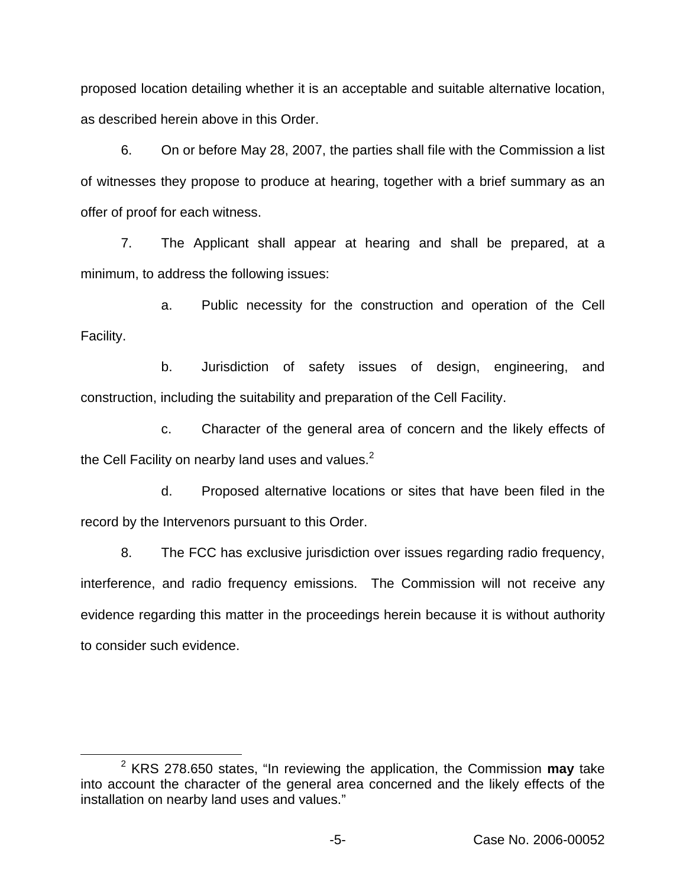proposed location detailing whether it is an acceptable and suitable alternative location, as described herein above in this Order.

6. On or before May 28, 2007, the parties shall file with the Commission a list of witnesses they propose to produce at hearing, together with a brief summary as an offer of proof for each witness.

7. The Applicant shall appear at hearing and shall be prepared, at a minimum, to address the following issues:

a. Public necessity for the construction and operation of the Cell Facility.

b. Jurisdiction of safety issues of design, engineering, and construction, including the suitability and preparation of the Cell Facility.

c. Character of the general area of concern and the likely effects of the Cell Facility on nearby land uses and values.[2]

d. Proposed alternative locations or sites that have been filed in the record by the Intervenors pursuant to this Order.

8. The FCC has exclusive jurisdiction over issues regarding radio frequency, interference, and radio frequency emissions. The Commission will not receive any evidence regarding this matter in the proceedings herein because it is without authority to consider such evidence.

---

[2] KRS 278.650 states, "In reviewing the application, the Commission **may** take into account the character of the general area concerned and the likely effects of the installation on nearby land uses and values."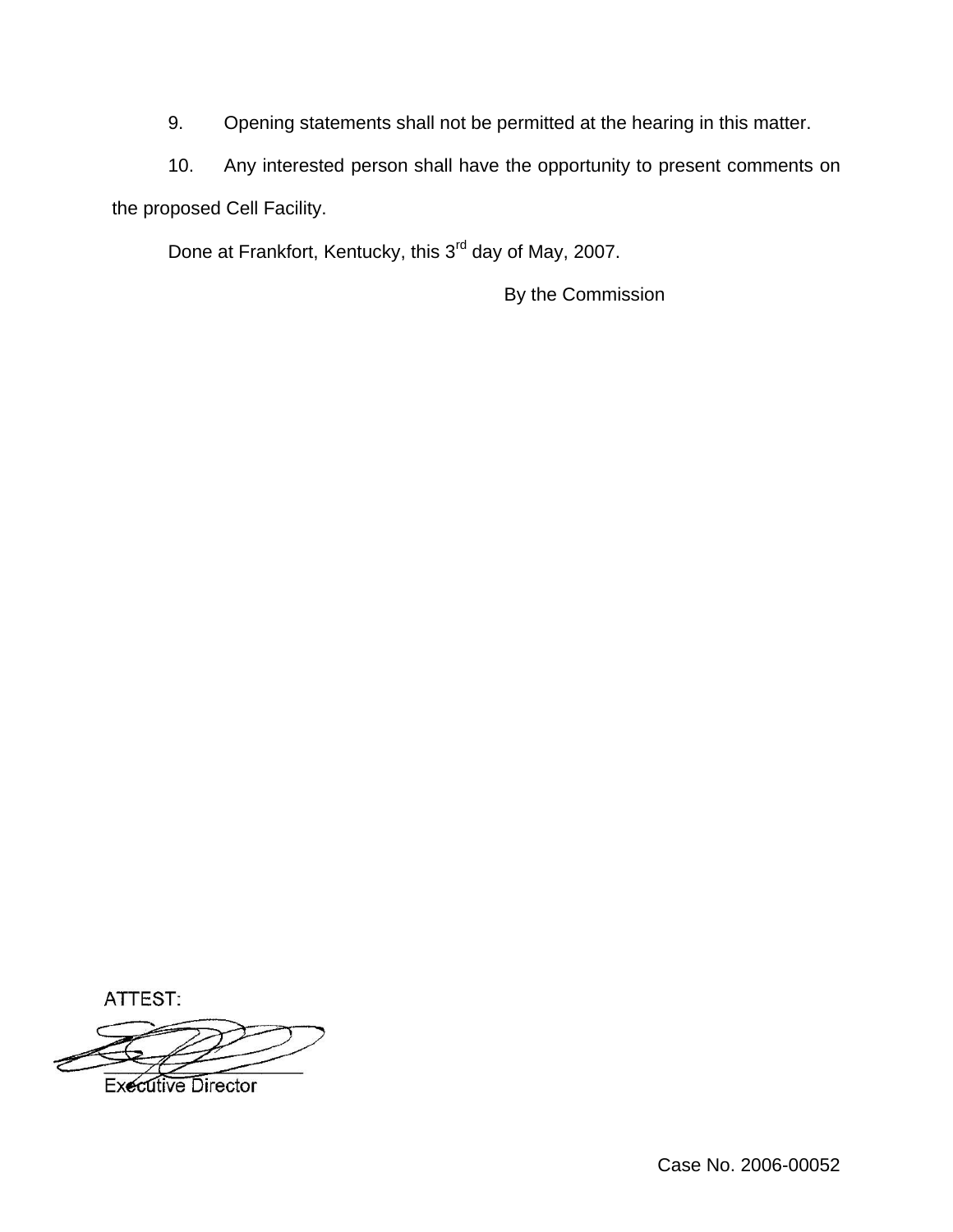9. Opening statements shall not be permitted at the hearing in this matter.

10. Any interested person shall have the opportunity to present comments on the proposed Cell Facility.

Done at Frankfort, Kentucky, this 3rd day of May, 2007.

By the Commission

ATTEST:

Executive Director

Case No. 2006-00052